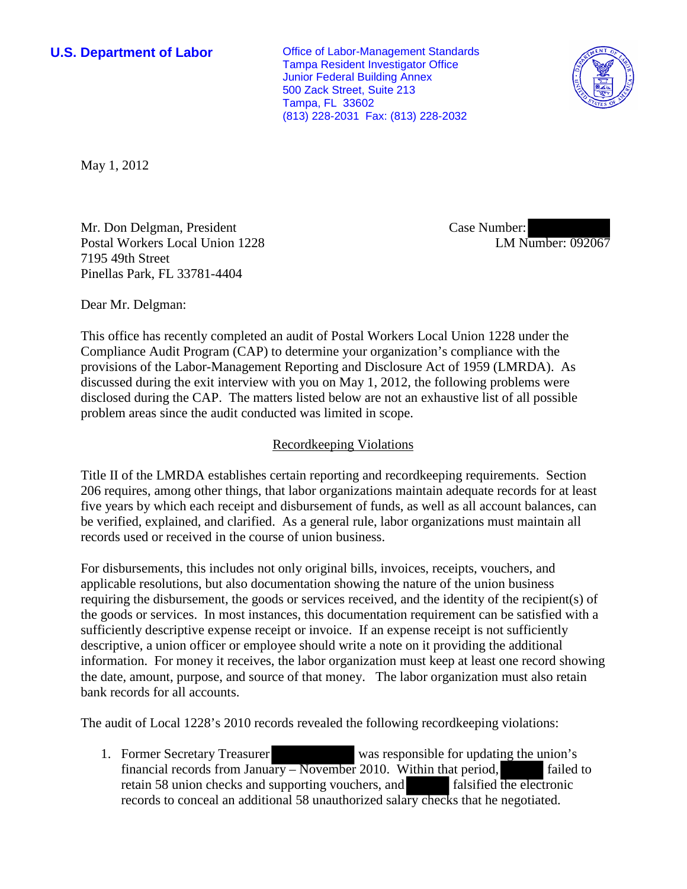**U.S. Department of Labor**

Office of Labor-Management Standards
Tampa Resident Investigator Office
Junior Federal Building Annex
500 Zack Street, Suite 213
Tampa, FL 33602
(813) 228-2031 Fax: (813) 228-2032

May 1, 2012

Mr. Don Delgman, President
Postal Workers Local Union 1228
7195 49th Street
Pinellas Park, FL 33781-4404

Case Number: [REDACTED]
LM Number: 092067

Dear Mr. Delgman:

This office has recently completed an audit of Postal Workers Local Union 1228 under the Compliance Audit Program (CAP) to determine your organization's compliance with the provisions of the Labor-Management Reporting and Disclosure Act of 1959 (LMRDA). As discussed during the exit interview with you on May 1, 2012, the following problems were disclosed during the CAP. The matters listed below are not an exhaustive list of all possible problem areas since the audit conducted was limited in scope.

## Recordkeeping Violations

Title II of the LMRDA establishes certain reporting and recordkeeping requirements. Section 206 requires, among other things, that labor organizations maintain adequate records for at least five years by which each receipt and disbursement of funds, as well as all account balances, can be verified, explained, and clarified. As a general rule, labor organizations must maintain all records used or received in the course of union business.

For disbursements, this includes not only original bills, invoices, receipts, vouchers, and applicable resolutions, but also documentation showing the nature of the union business requiring the disbursement, the goods or services received, and the identity of the recipient(s) of the goods or services. In most instances, this documentation requirement can be satisfied with a sufficiently descriptive expense receipt or invoice. If an expense receipt is not sufficiently descriptive, a union officer or employee should write a note on it providing the additional information. For money it receives, the labor organization must keep at least one record showing the date, amount, purpose, and source of that money. The labor organization must also retain bank records for all accounts.

The audit of Local 1228's 2010 records revealed the following recordkeeping violations:

1. Former Secretary Treasurer [REDACTED] was responsible for updating the union's financial records from January – November 2010. Within that period, [REDACTED] failed to retain 58 union checks and supporting vouchers, and [REDACTED] falsified the electronic records to conceal an additional 58 unauthorized salary checks that he negotiated.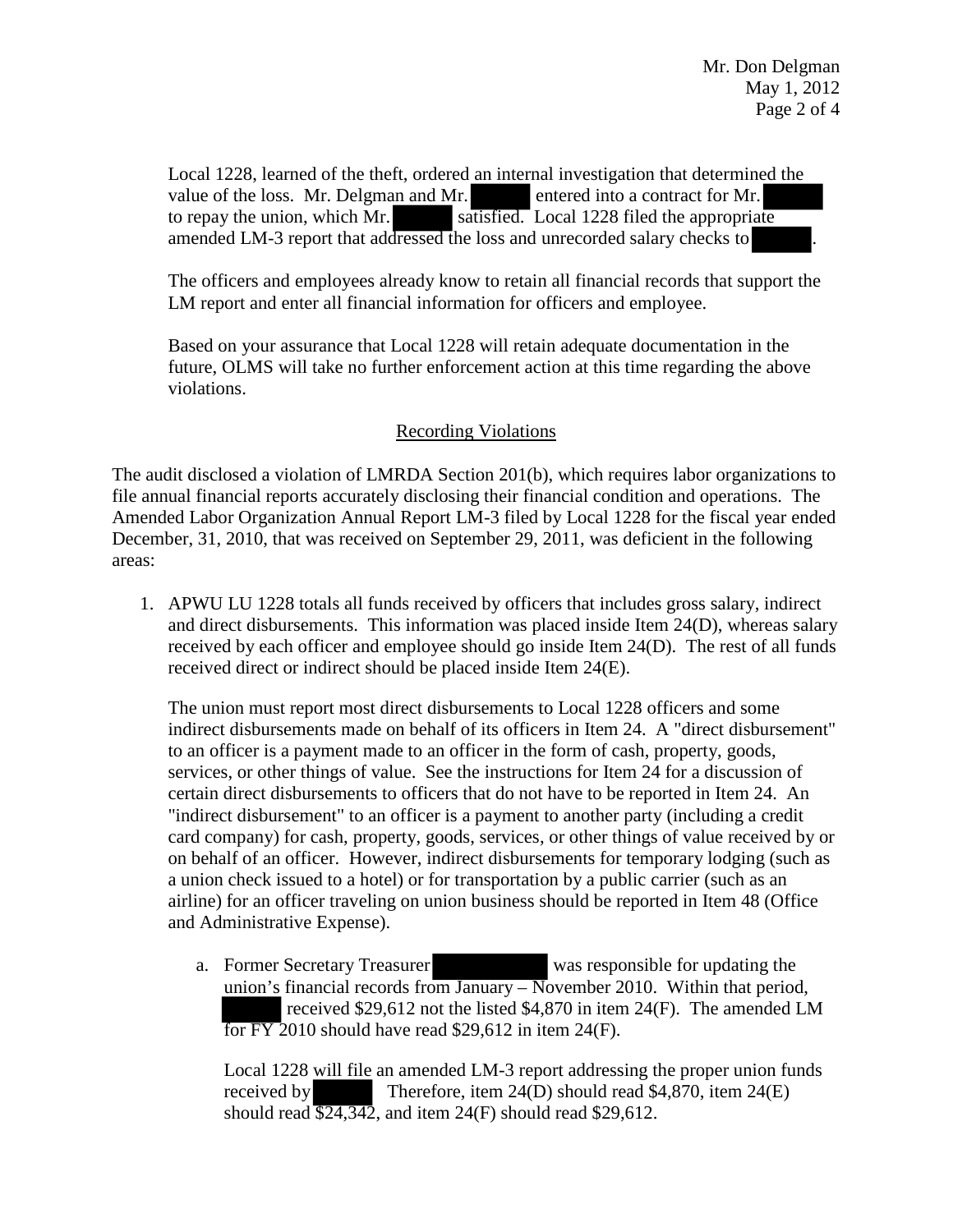Local 1228, learned of the theft, ordered an internal investigation that determined the value of the loss. Mr. Delgman and Mr. [REDACTED] entered into a contract for Mr. [REDACTED] to repay the union, which Mr. [REDACTED] satisfied. Local 1228 filed the appropriate amended LM-3 report that addressed the loss and unrecorded salary checks to [REDACTED].

The officers and employees already know to retain all financial records that support the LM report and enter all financial information for officers and employee.

Based on your assurance that Local 1228 will retain adequate documentation in the future, OLMS will take no further enforcement action at this time regarding the above violations.

## Recording Violations

The audit disclosed a violation of LMRDA Section 201(b), which requires labor organizations to file annual financial reports accurately disclosing their financial condition and operations. The Amended Labor Organization Annual Report LM-3 filed by Local 1228 for the fiscal year ended December, 31, 2010, that was received on September 29, 2011, was deficient in the following areas:

1. APWU LU 1228 totals all funds received by officers that includes gross salary, indirect and direct disbursements. This information was placed inside Item 24(D), whereas salary received by each officer and employee should go inside Item 24(D). The rest of all funds received direct or indirect should be placed inside Item 24(E).

   The union must report most direct disbursements to Local 1228 officers and some indirect disbursements made on behalf of its officers in Item 24. A "direct disbursement" to an officer is a payment made to an officer in the form of cash, property, goods, services, or other things of value. See the instructions for Item 24 for a discussion of certain direct disbursements to officers that do not have to be reported in Item 24. An "indirect disbursement" to an officer is a payment to another party (including a credit card company) for cash, property, goods, services, or other things of value received by or on behalf of an officer. However, indirect disbursements for temporary lodging (such as a union check issued to a hotel) or for transportation by a public carrier (such as an airline) for an officer traveling on union business should be reported in Item 48 (Office and Administrative Expense).

   a. Former Secretary Treasurer [REDACTED] was responsible for updating the union's financial records from January – November 2010. Within that period, [REDACTED] received $29,612 not the listed $4,870 in item 24(F). The amended LM for FY 2010 should have read $29,612 in item 24(F).

      Local 1228 will file an amended LM-3 report addressing the proper union funds received by [REDACTED]. Therefore, item 24(D) should read $4,870, item 24(E) should read $24,342, and item 24(F) should read $29,612.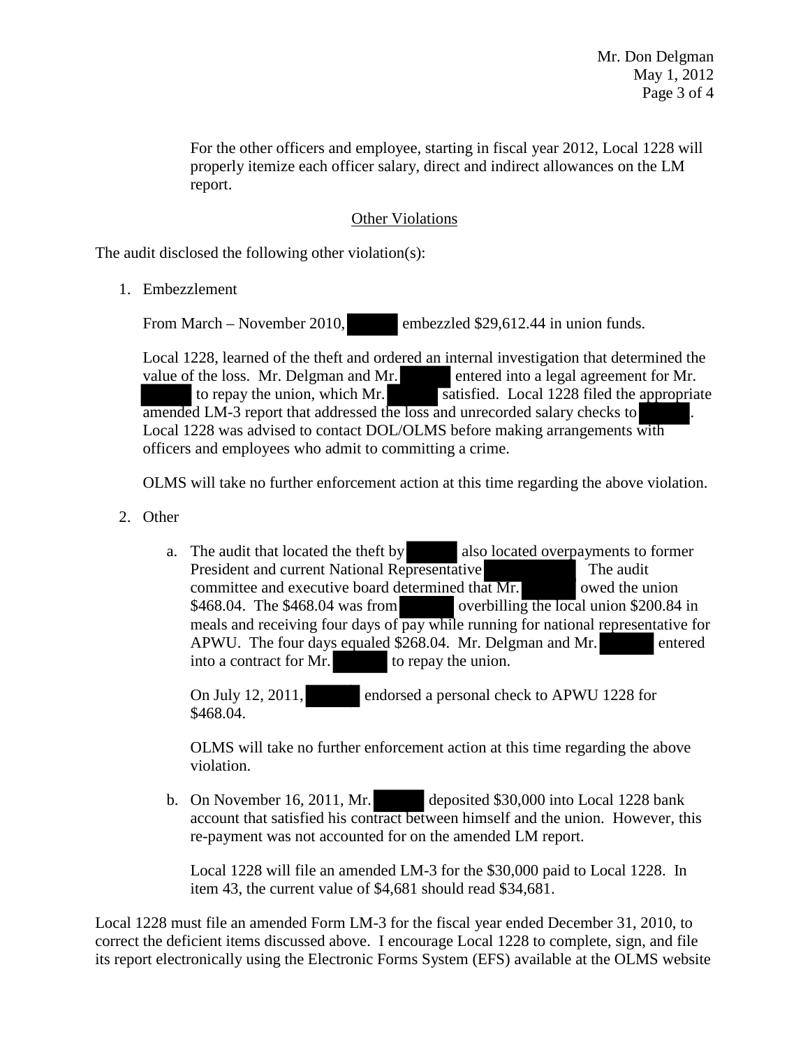For the other officers and employee, starting in fiscal year 2012, Local 1228 will properly itemize each officer salary, direct and indirect allowances on the LM report.

## Other Violations

The audit disclosed the following other violation(s):

1. Embezzlement

   From March – November 2010, [redacted] embezzled $29,612.44 in union funds.

   Local 1228, learned of the theft and ordered an internal investigation that determined the value of the loss. Mr. Delgman and Mr. [redacted] entered into a legal agreement for Mr. [redacted] to repay the union, which Mr. [redacted] satisfied. Local 1228 filed the appropriate amended LM-3 report that addressed the loss and unrecorded salary checks to [redacted]. Local 1228 was advised to contact DOL/OLMS before making arrangements with officers and employees who admit to committing a crime.

   OLMS will take no further enforcement action at this time regarding the above violation.

2. Other

   a. The audit that located the theft by [redacted] also located overpayments to former President and current National Representative [redacted] The audit committee and executive board determined that Mr. [redacted] owed the union $468.04. The $468.04 was from [redacted] overbilling the local union $200.84 in meals and receiving four days of pay while running for national representative for APWU. The four days equaled $268.04. Mr. Delgman and Mr. [redacted] entered into a contract for Mr. [redacted] to repay the union.

      On July 12, 2011, [redacted] endorsed a personal check to APWU 1228 for $468.04.

      OLMS will take no further enforcement action at this time regarding the above violation.

   b. On November 16, 2011, Mr. [redacted] deposited $30,000 into Local 1228 bank account that satisfied his contract between himself and the union. However, this re-payment was not accounted for on the amended LM report.

      Local 1228 will file an amended LM-3 for the $30,000 paid to Local 1228. In item 43, the current value of $4,681 should read $34,681.

Local 1228 must file an amended Form LM-3 for the fiscal year ended December 31, 2010, to correct the deficient items discussed above. I encourage Local 1228 to complete, sign, and file its report electronically using the Electronic Forms System (EFS) available at the OLMS website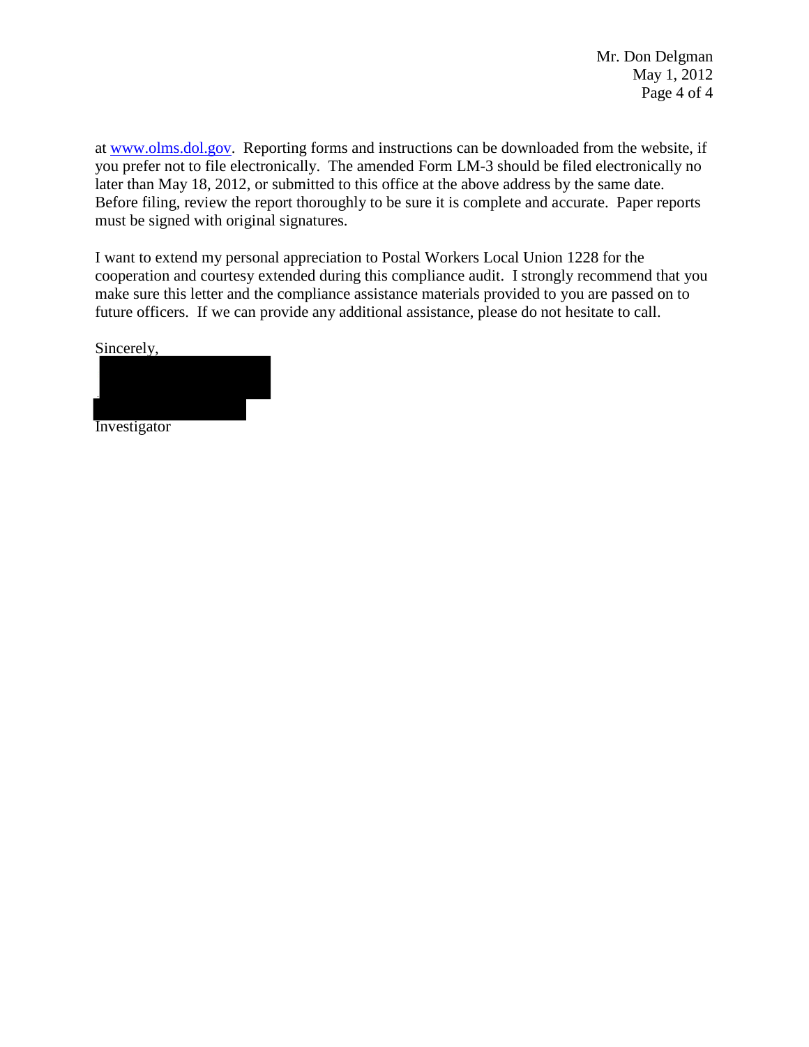at www.olms.dol.gov. Reporting forms and instructions can be downloaded from the website, if you prefer not to file electronically. The amended Form LM-3 should be filed electronically no later than May 18, 2012, or submitted to this office at the above address by the same date. Before filing, review the report thoroughly to be sure it is complete and accurate. Paper reports must be signed with original signatures.

I want to extend my personal appreciation to Postal Workers Local Union 1228 for the cooperation and courtesy extended during this compliance audit. I strongly recommend that you make sure this letter and the compliance assistance materials provided to you are passed on to future officers. If we can provide any additional assistance, please do not hesitate to call.

Sincerely,

Investigator